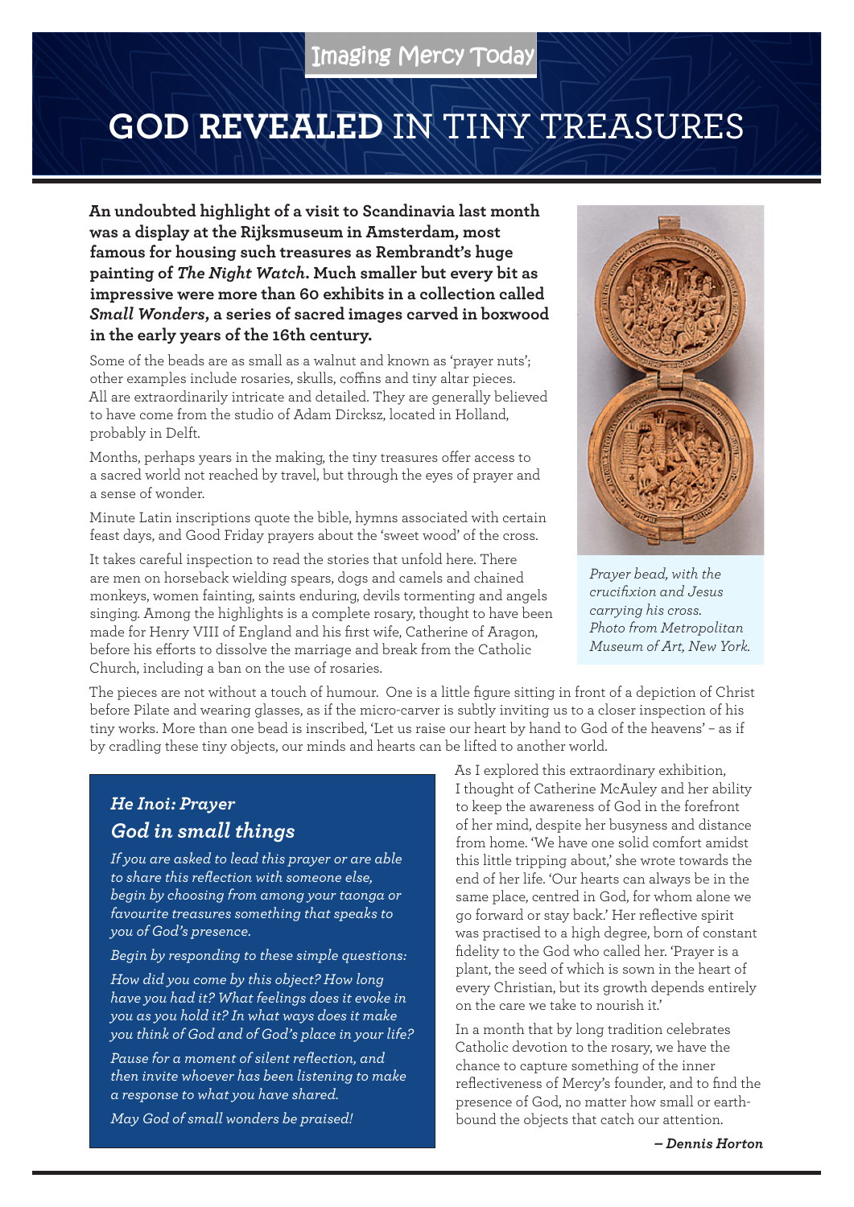Imaging Mercy Today

# GOD REVEALED IN TINY TREASURES

**An undoubted highlight of a visit to Scandinavia last month was a display at the Rijksmuseum in Amsterdam, most famous for housing such treasures as Rembrandt's huge painting of *The Night Watch*. Much smaller but every bit as impressive were more than 60 exhibits in a collection called *Small Wonders*, a series of sacred images carved in boxwood in the early years of the 16th century.**

Some of the beads are as small as a walnut and known as 'prayer nuts'; other examples include rosaries, skulls, coffins and tiny altar pieces. All are extraordinarily intricate and detailed. They are generally believed to have come from the studio of Adam Dircksz, located in Holland, probably in Delft.

Months, perhaps years in the making, the tiny treasures offer access to a sacred world not reached by travel, but through the eyes of prayer and a sense of wonder.

Minute Latin inscriptions quote the bible, hymns associated with certain feast days, and Good Friday prayers about the 'sweet wood' of the cross.

It takes careful inspection to read the stories that unfold here. There are men on horseback wielding spears, dogs and camels and chained monkeys, women fainting, saints enduring, devils tormenting and angels singing. Among the highlights is a complete rosary, thought to have been made for Henry VIII of England and his first wife, Catherine of Aragon, before his efforts to dissolve the marriage and break from the Catholic Church, including a ban on the use of rosaries.

*Prayer bead, with the crucifixion and Jesus carrying his cross. Photo from Metropolitan Museum of Art, New York.*

The pieces are not without a touch of humour. One is a little figure sitting in front of a depiction of Christ before Pilate and wearing glasses, as if the micro-carver is subtly inviting us to a closer inspection of his tiny works. More than one bead is inscribed, 'Let us raise our heart by hand to God of the heavens' – as if by cradling these tiny objects, our minds and hearts can be lifted to another world.

As I explored this extraordinary exhibition, I thought of Catherine McAuley and her ability to keep the awareness of God in the forefront of her mind, despite her busyness and distance from home. 'We have one solid comfort amidst this little tripping about,' she wrote towards the end of her life. 'Our hearts can always be in the same place, centred in God, for whom alone we go forward or stay back.' Her reflective spirit was practised to a high degree, born of constant fidelity to the God who called her. 'Prayer is a plant, the seed of which is sown in the heart of every Christian, but its growth depends entirely on the care we take to nourish it.'

In a month that by long tradition celebrates Catholic devotion to the rosary, we have the chance to capture something of the inner reflectiveness of Mercy's founder, and to find the presence of God, no matter how small or earth-bound the objects that catch our attention.

***– Dennis Horton***

### *He Inoi: Prayer*
### *God in small things*

*If you are asked to lead this prayer or are able to share this reflection with someone else, begin by choosing from among your taonga or favourite treasures something that speaks to you of God's presence.*

*Begin by responding to these simple questions:*

*How did you come by this object? How long have you had it? What feelings does it evoke in you as you hold it? In what ways does it make you think of God and of God's place in your life?*

*Pause for a moment of silent reflection, and then invite whoever has been listening to make a response to what you have shared.*

*May God of small wonders be praised!*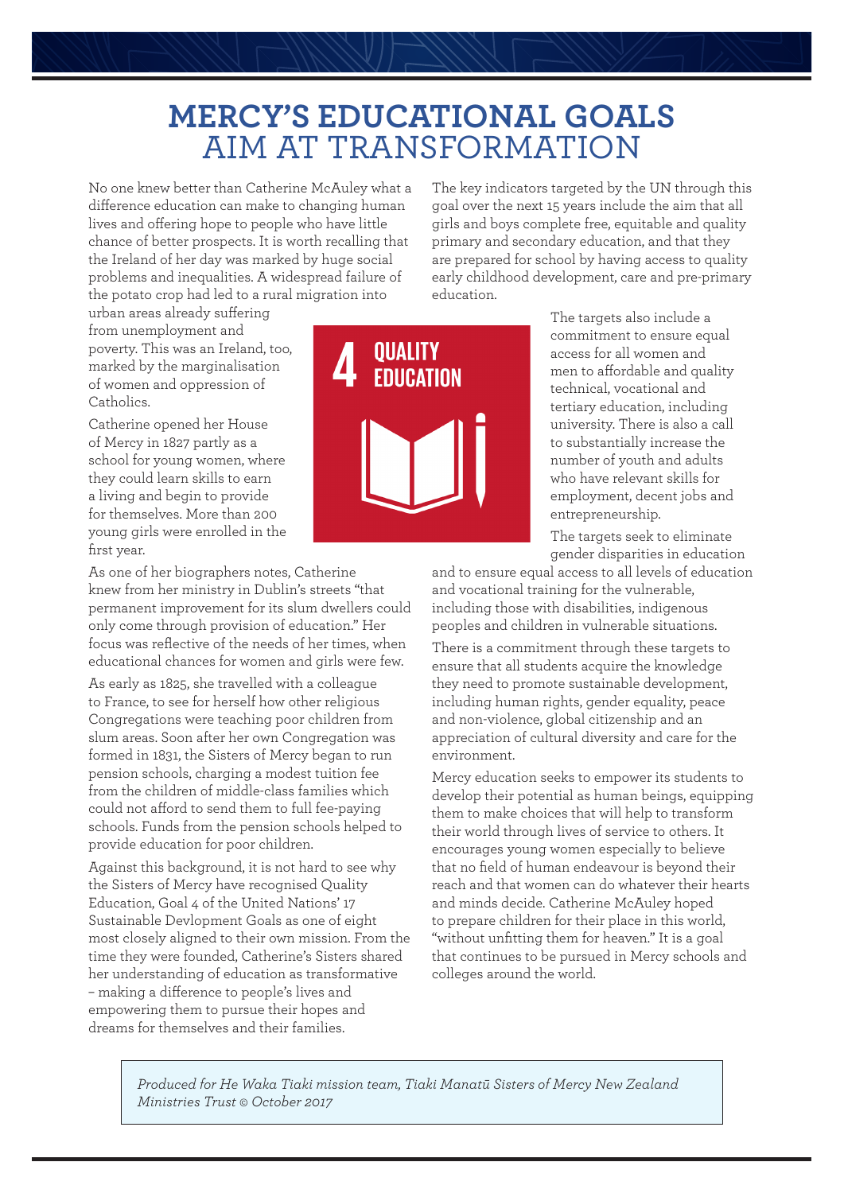# MERCY'S EDUCATIONAL GOALS AIM AT TRANSFORMATION

No one knew better than Catherine McAuley what a difference education can make to changing human lives and offering hope to people who have little chance of better prospects. It is worth recalling that the Ireland of her day was marked by huge social problems and inequalities. A widespread failure of the potato crop had led to a rural migration into urban areas already suffering from unemployment and poverty. This was an Ireland, too, marked by the marginalisation of women and oppression of Catholics.

Catherine opened her House of Mercy in 1827 partly as a school for young women, where they could learn skills to earn a living and begin to provide for themselves. More than 200 young girls were enrolled in the first year.

As one of her biographers notes, Catherine knew from her ministry in Dublin's streets "that permanent improvement for its slum dwellers could only come through provision of education." Her focus was reflective of the needs of her times, when educational chances for women and girls were few.

As early as 1825, she travelled with a colleague to France, to see for herself how other religious Congregations were teaching poor children from slum areas. Soon after her own Congregation was formed in 1831, the Sisters of Mercy began to run pension schools, charging a modest tuition fee from the children of middle-class families which could not afford to send them to full fee-paying schools. Funds from the pension schools helped to provide education for poor children.

Against this background, it is not hard to see why the Sisters of Mercy have recognised Quality Education, Goal 4 of the United Nations' 17 Sustainable Devlopment Goals as one of eight most closely aligned to their own mission. From the time they were founded, Catherine's Sisters shared her understanding of education as transformative – making a difference to people's lives and empowering them to pursue their hopes and dreams for themselves and their families.

The key indicators targeted by the UN through this goal over the next 15 years include the aim that all girls and boys complete free, equitable and quality primary and secondary education, and that they are prepared for school by having access to quality early childhood development, care and pre-primary education.

4 QUALITY EDUCATION

The targets also include a commitment to ensure equal access for all women and men to affordable and quality technical, vocational and tertiary education, including university. There is also a call to substantially increase the number of youth and adults who have relevant skills for employment, decent jobs and entrepreneurship.

The targets seek to eliminate gender disparities in education and to ensure equal access to all levels of education and vocational training for the vulnerable, including those with disabilities, indigenous peoples and children in vulnerable situations.

There is a commitment through these targets to ensure that all students acquire the knowledge they need to promote sustainable development, including human rights, gender equality, peace and non-violence, global citizenship and an appreciation of cultural diversity and care for the environment.

Mercy education seeks to empower its students to develop their potential as human beings, equipping them to make choices that will help to transform their world through lives of service to others. It encourages young women especially to believe that no field of human endeavour is beyond their reach and that women can do whatever their hearts and minds decide. Catherine McAuley hoped to prepare children for their place in this world, "without unfitting them for heaven." It is a goal that continues to be pursued in Mercy schools and colleges around the world.

*Produced for He Waka Tiaki mission team, Tiaki Manatū Sisters of Mercy New Zealand Ministries Trust © October 2017*